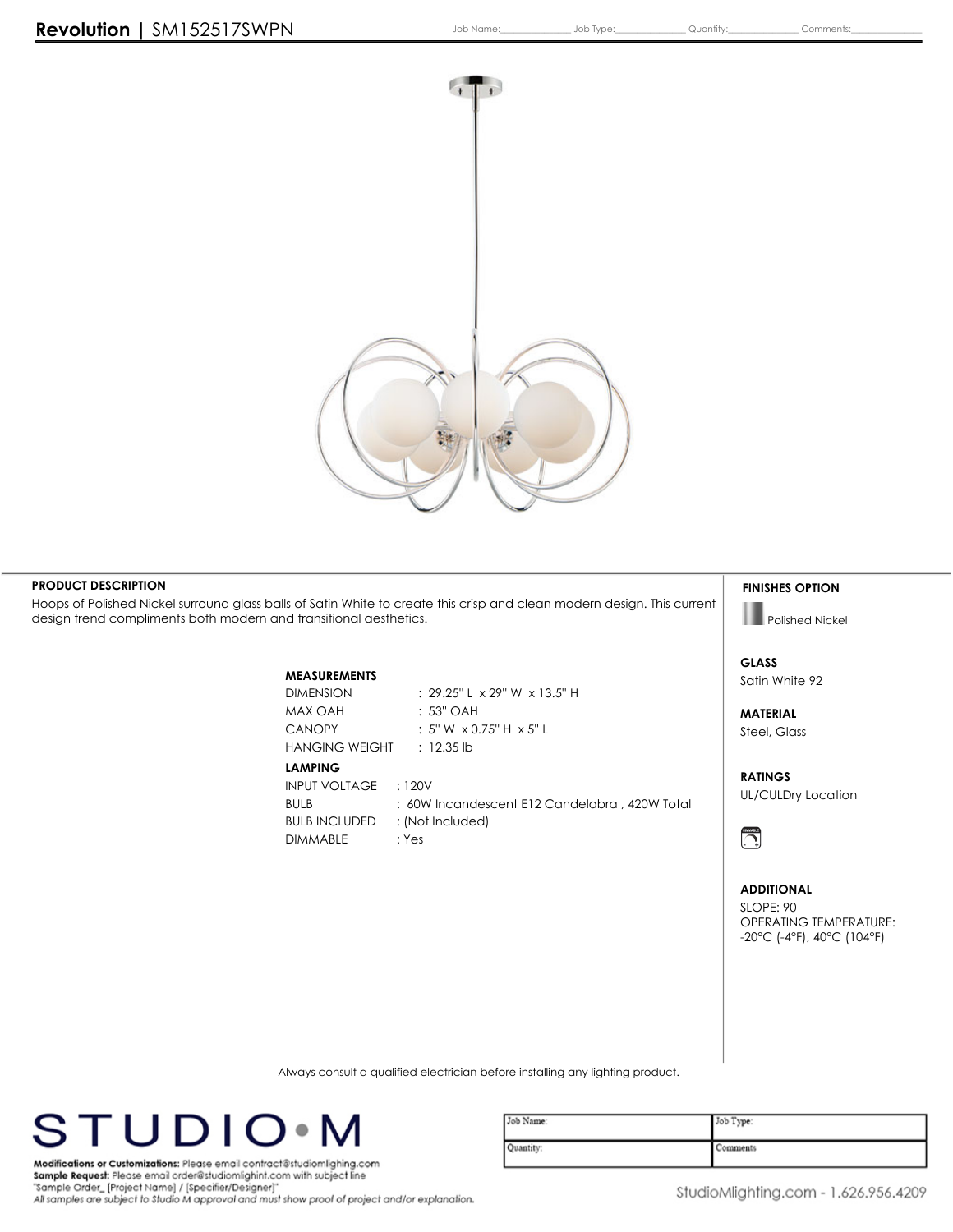# Revolution | SM152517SWPN

Job Name:______________ Job Type:______________ Quantity:______________ Comments:______________

## PRODUCT DESCRIPTION

Hoops of Polished Nickel surround glass balls of Satin White to create this crisp and clean modern design. This current design trend compliments both modern and transitional aesthetics.

### MEASUREMENTS

| | |
|---|---|
| DIMENSION | : 29.25" L x 29" W x 13.5" H |
| MAX OAH | : 53" OAH |
| CANOPY | : 5" W x 0.75" H x 5" L |
| HANGING WEIGHT | : 12.35 lb |

### LAMPING

| | |
|---|---|
| INPUT VOLTAGE | : 120V |
| BULB | : 60W Incandescent E12 Candelabra , 420W Total |
| BULB INCLUDED | : (Not Included) |
| DIMMABLE | : Yes |

## FINISHES OPTION

Polished Nickel

## GLASS

Satin White 92

## MATERIAL

Steel, Glass

## RATINGS

UL/CULDry Location

## ADDITIONAL

SLOPE: 90
OPERATING TEMPERATURE:
-20°C (-4°F), 40°C (104°F)

Always consult a qualified electrician before installing any lighting product.

STUDIO•M

**Modifications or Customizations:** Please email contract@studiomlighing.com
**Sample Request:** Please email order@studiomlighint.com with subject line "Sample Order_ [Project Name] / [Specifier/Designer]"
*All samples are subject to Studio M approval and must show proof of project and/or explanation.*

| Job Name: | Job Type: |
|---|---|
| Quantity: | Comments: |

StudioMlighting.com - 1.626.956.4209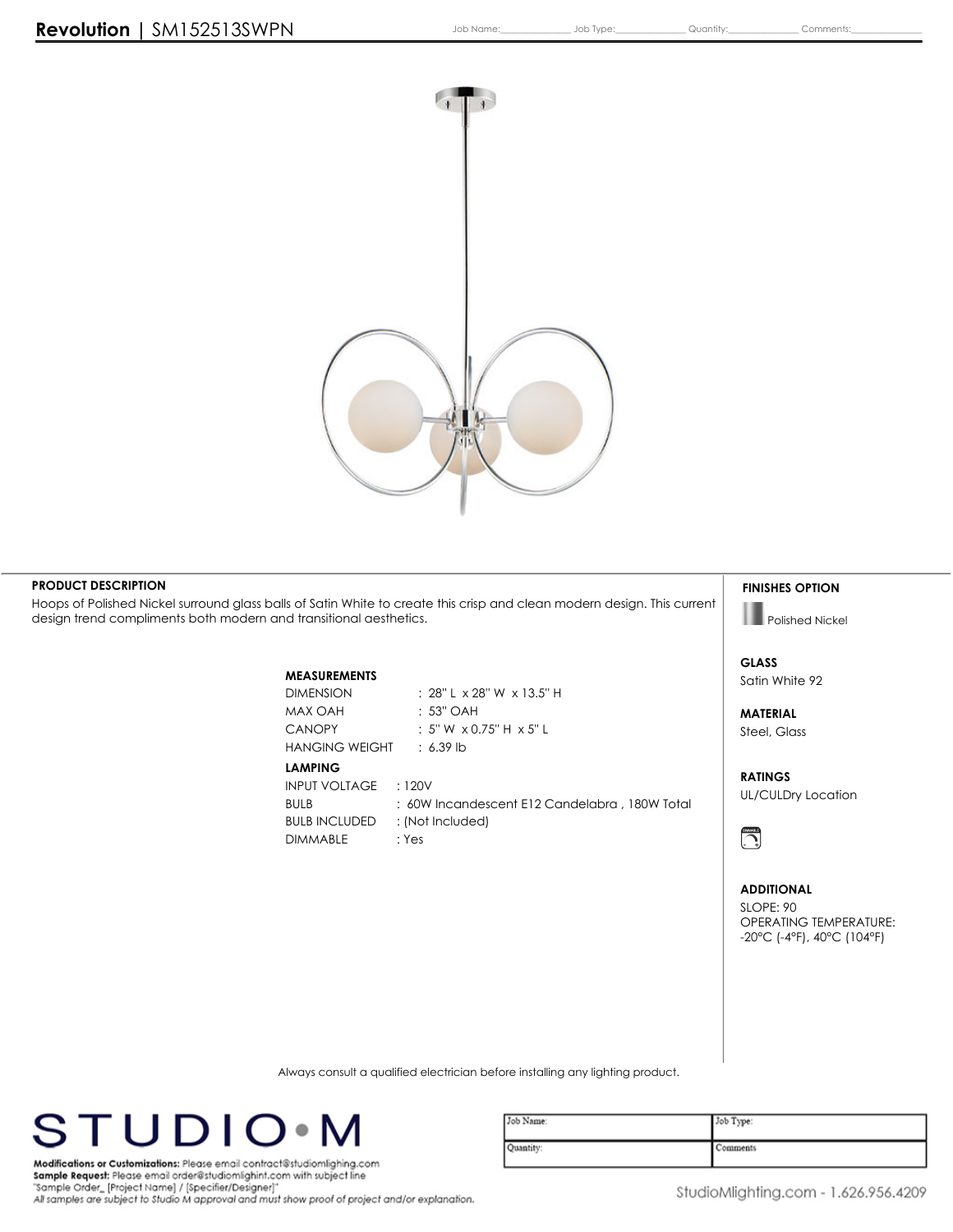# Revolution | SM152513SWPN

Job Name:______________ Job Type:______________ Quantity:______________ Comments:______________

## PRODUCT DESCRIPTION

Hoops of Polished Nickel surround glass balls of Satin White to create this crisp and clean modern design. This current design trend compliments both modern and transitional aesthetics.

### MEASUREMENTS

| | |
|---|---|
| DIMENSION | : 28" L x 28" W x 13.5" H |
| MAX OAH | : 53" OAH |
| CANOPY | : 5" W x 0.75" H x 5" L |
| HANGING WEIGHT | : 6.39 lb |

### LAMPING

| | |
|---|---|
| INPUT VOLTAGE | : 120V |
| BULB | : 60W Incandescent E12 Candelabra , 180W Total |
| BULB INCLUDED | : (Not Included) |
| DIMMABLE | : Yes |

## FINISHES OPTION

Polished Nickel

## GLASS

Satin White 92

## MATERIAL

Steel, Glass

## RATINGS

UL/CULDry Location

## ADDITIONAL

SLOPE: 90
OPERATING TEMPERATURE:
-20°C (-4°F), 40°C (104°F)

Always consult a qualified electrician before installing any lighting product.

STUDIO•M

**Modifications or Customizations:** Please email contract@studiomlighing.com
**Sample Request:** Please email order@studiomlighint.com with subject line "Sample Order_ [Project Name] / [Specifier/Designer]"
*All samples are subject to Studio M approval and must show proof of project and/or explanation.*

| Job Name: | Job Type: |
|---|---|
| Quantity: | Comments: |

StudioMlighting.com - 1.626.956.4209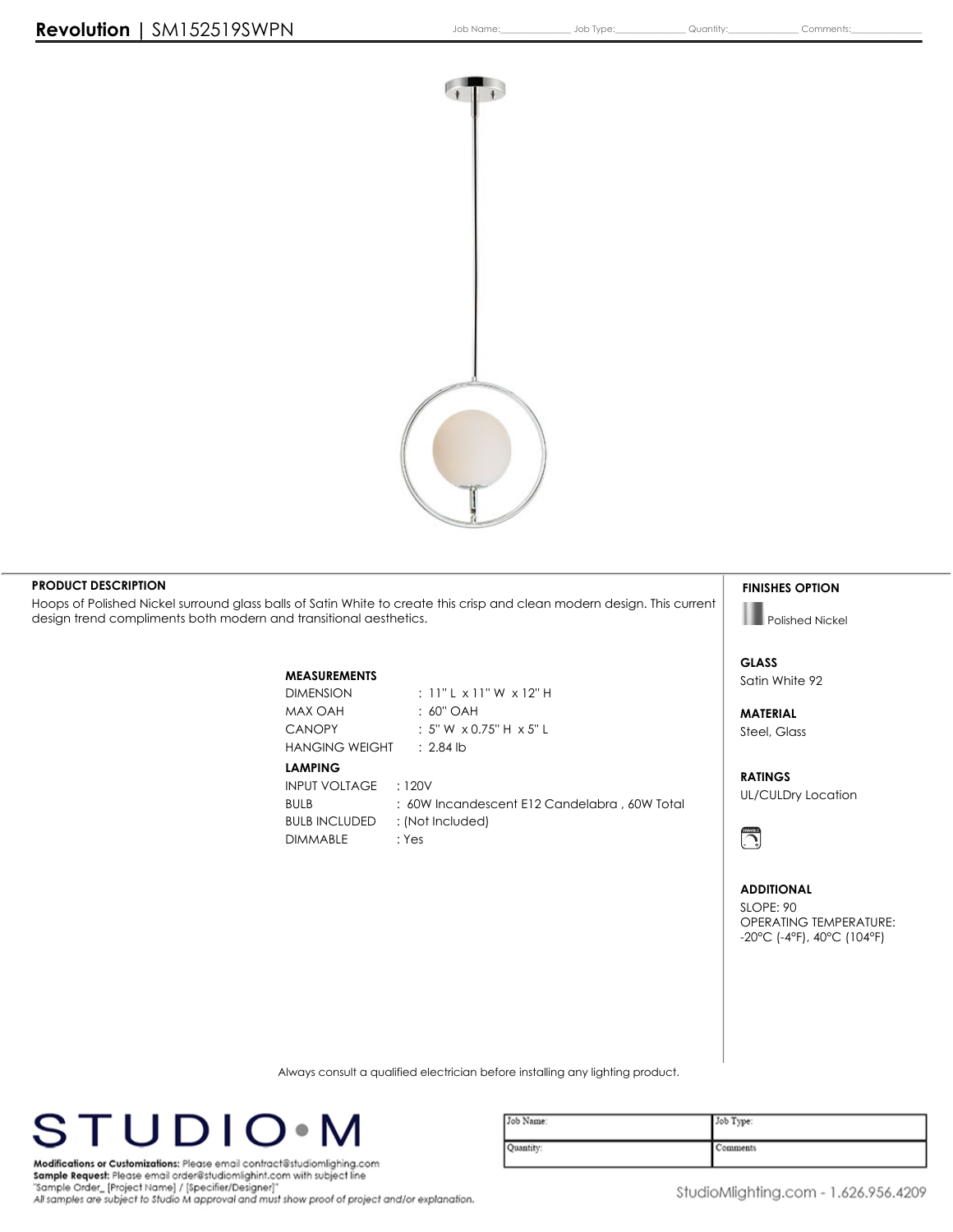# Revolution | SM152519SWPN

Job Name:______________ Job Type:______________ Quantity:______________ Comments:______________

## PRODUCT DESCRIPTION

Hoops of Polished Nickel surround glass balls of Satin White to create this crisp and clean modern design. This current design trend compliments both modern and transitional aesthetics.

### MEASUREMENTS

| | |
|---|---|
| DIMENSION | : 11" L x 11" W x 12" H |
| MAX OAH | : 60" OAH |
| CANOPY | : 5" W x 0.75" H x 5" L |
| HANGING WEIGHT | : 2.84 lb |

### LAMPING

| | |
|---|---|
| INPUT VOLTAGE | : 120V |
| BULB | : 60W Incandescent E12 Candelabra , 60W Total |
| BULB INCLUDED | : (Not Included) |
| DIMMABLE | : Yes |

## FINISHES OPTION

Polished Nickel

## GLASS

Satin White 92

## MATERIAL

Steel, Glass

## RATINGS

UL/CULDry Location

DIMMABLE

## ADDITIONAL

SLOPE: 90
OPERATING TEMPERATURE:
-20°C (-4°F), 40°C (104°F)

Always consult a qualified electrician before installing any lighting product.

STUDIO•M

**Modifications or Customizations:** Please email contract@studiomlighing.com
**Sample Request:** Please email order@studiomlighint.com with subject line "Sample Order_ [Project Name] / [Specifier/Designer]"
*All samples are subject to Studio M approval and must show proof of project and/or explanation.*

| | |
|---|---|
| Job Name: | Job Type: |
| Quantity: | Comments: |

StudioMlighting.com - 1.626.956.4209